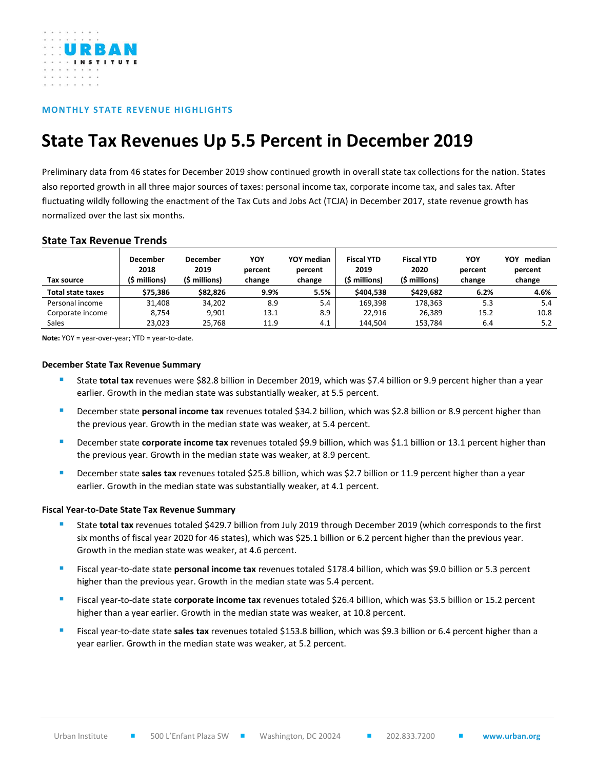URBAN INSTITUTE

MONTHLY STATE REVENUE HIGHLIGHTS

# State Tax Revenues Up 5.5 Percent in December 2019

Preliminary data from 46 states for December 2019 show continued growth in overall state tax collections for the nation. States also reported growth in all three major sources of taxes: personal income tax, corporate income tax, and sales tax. After fluctuating wildly following the enactment of the Tax Cuts and Jobs Act (TCJA) in December 2017, state revenue growth has normalized over the last six months.

## State Tax Revenue Trends

| Tax source | December 2018 ($ millions) | December 2019 ($ millions) | YOY percent change | YOY median percent change | Fiscal YTD 2019 ($ millions) | Fiscal YTD 2020 ($ millions) | YOY percent change | YOY median percent change |
|---|---|---|---|---|---|---|---|---|
| **Total state taxes** | **$75,386** | **$82,826** | **9.9%** | **5.5%** | **$404,538** | **$429,682** | **6.2%** | **4.6%** |
| Personal income | 31,408 | 34,202 | 8.9 | 5.4 | 169,398 | 178,363 | 5.3 | 5.4 |
| Corporate income | 8,754 | 9,901 | 13.1 | 8.9 | 22,916 | 26,389 | 15.2 | 10.8 |
| Sales | 23,023 | 25,768 | 11.9 | 4.1 | 144,504 | 153,784 | 6.4 | 5.2 |

**Note:** YOY = year-over-year; YTD = year-to-date.

### December State Tax Revenue Summary

- State **total tax** revenues were $82.8 billion in December 2019, which was $7.4 billion or 9.9 percent higher than a year earlier. Growth in the median state was substantially weaker, at 5.5 percent.
- December state **personal income tax** revenues totaled $34.2 billion, which was $2.8 billion or 8.9 percent higher than the previous year. Growth in the median state was weaker, at 5.4 percent.
- December state **corporate income tax** revenues totaled $9.9 billion, which was $1.1 billion or 13.1 percent higher than the previous year. Growth in the median state was weaker, at 8.9 percent.
- December state **sales tax** revenues totaled $25.8 billion, which was $2.7 billion or 11.9 percent higher than a year earlier. Growth in the median state was substantially weaker, at 4.1 percent.

### Fiscal Year-to-Date State Tax Revenue Summary

- State **total tax** revenues totaled $429.7 billion from July 2019 through December 2019 (which corresponds to the first six months of fiscal year 2020 for 46 states), which was $25.1 billion or 6.2 percent higher than the previous year. Growth in the median state was weaker, at 4.6 percent.
- Fiscal year-to-date state **personal income tax** revenues totaled $178.4 billion, which was $9.0 billion or 5.3 percent higher than the previous year. Growth in the median state was 5.4 percent.
- Fiscal year-to-date state **corporate income tax** revenues totaled $26.4 billion, which was $3.5 billion or 15.2 percent higher than a year earlier. Growth in the median state was weaker, at 10.8 percent.
- Fiscal year-to-date state **sales tax** revenues totaled $153.8 billion, which was $9.3 billion or 6.4 percent higher than a year earlier. Growth in the median state was weaker, at 5.2 percent.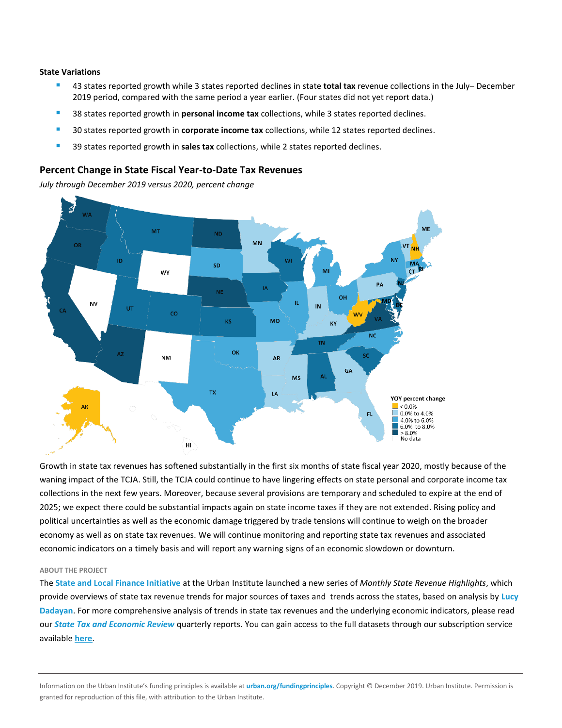**State Variations**

- 43 states reported growth while 3 states reported declines in state **total tax** revenue collections in the July– December 2019 period, compared with the same period a year earlier. (Four states did not yet report data.)
- 38 states reported growth in **personal income tax** collections, while 3 states reported declines.
- 30 states reported growth in **corporate income tax** collections, while 12 states reported declines.
- 39 states reported growth in **sales tax** collections, while 2 states reported declines.

## Percent Change in State Fiscal Year-to-Date Tax Revenues

*July through December 2019 versus 2020, percent change*

WA
OR
CA
ID
NV
MT
WY
UT
AZ
CO
NM
ND
SD
NE
KS
OK
TX
MN
IA
MO
AR
LA
WI
IL
MI
IN
OH
KY
TN
MS
AL
GA
FL
SC
NC
VA
WV
PA
NY
MD
DE
NJ
CT
RI
MA
VT
NH
ME
AK
HI

YOY percent change
< 0.0%
0.0% to 4.0%
4.0% to 6.0%
6.0% to 8.0%
> 8.0%
No data

Growth in state tax revenues has softened substantially in the first six months of state fiscal year 2020, mostly because of the waning impact of the TCJA. Still, the TCJA could continue to have lingering effects on state personal and corporate income tax collections in the next few years. Moreover, because several provisions are temporary and scheduled to expire at the end of 2025; we expect there could be substantial impacts again on state income taxes if they are not extended. Rising policy and political uncertainties as well as the economic damage triggered by trade tensions will continue to weigh on the broader economy as well as on state tax revenues. We will continue monitoring and reporting state tax revenues and associated economic indicators on a timely basis and will report any warning signs of an economic slowdown or downturn.

ABOUT THE PROJECT

The State and Local Finance Initiative at the Urban Institute launched a new series of *Monthly State Revenue Highlights*, which provide overviews of state tax revenue trends for major sources of taxes and trends across the states, based on analysis by Lucy Dadayan. For more comprehensive analysis of trends in state tax revenues and the underlying economic indicators, please read our ***State Tax and Economic Review*** quarterly reports. You can gain access to the full datasets through our subscription service available here.

Information on the Urban Institute's funding principles is available at **urban.org/fundingprinciples**. Copyright © December 2019. Urban Institute. Permission is granted for reproduction of this file, with attribution to the Urban Institute.